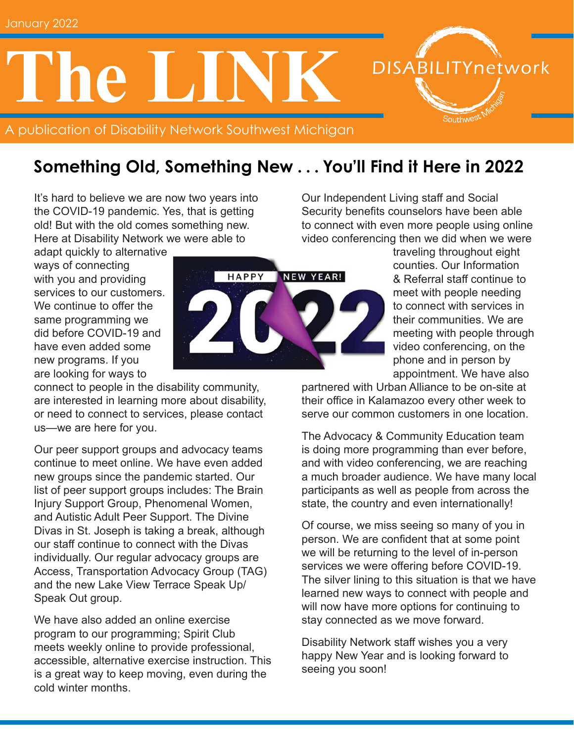January 2022

# The LINK

A publication of Disability Network Southwest Michigan

## Something Old, Something New . . . You'll Find it Here in 2022

It's hard to believe we are now two years into the COVID-19 pandemic. Yes, that is getting old! But with the old comes something new. Here at Disability Network we were able to adapt quickly to alternative ways of connecting with you and providing services to our customers. We continue to offer the same programming we did before COVID-19 and have even added some new programs. If you are looking for ways to connect to people in the disability community, are interested in learning more about disability, or need to connect to services, please contact us—we are here for you.

Our peer support groups and advocacy teams continue to meet online. We have even added new groups since the pandemic started. Our list of peer support groups includes: The Brain Injury Support Group, Phenomenal Women, and Autistic Adult Peer Support. The Divine Divas in St. Joseph is taking a break, although our staff continue to connect with the Divas individually. Our regular advocacy groups are Access, Transportation Advocacy Group (TAG) and the new Lake View Terrace Speak Up/ Speak Out group.

We have also added an online exercise program to our programming; Spirit Club meets weekly online to provide professional, accessible, alternative exercise instruction. This is a great way to keep moving, even during the cold winter months.

Our Independent Living staff and Social Security benefits counselors have been able to connect with even more people using online video conferencing then we did when we were traveling throughout eight counties. Our Information & Referral staff continue to meet with people needing to connect with services in their communities. We are meeting with people through video conferencing, on the phone and in person by appointment. We have also partnered with Urban Alliance to be on-site at their office in Kalamazoo every other week to serve our common customers in one location.

The Advocacy & Community Education team is doing more programming than ever before, and with video conferencing, we are reaching a much broader audience. We have many local participants as well as people from across the state, the country and even internationally!

Of course, we miss seeing so many of you in person. We are confident that at some point we will be returning to the level of in-person services we were offering before COVID-19. The silver lining to this situation is that we have learned new ways to connect with people and will now have more options for continuing to stay connected as we move forward.

Disability Network staff wishes you a very happy New Year and is looking forward to seeing you soon!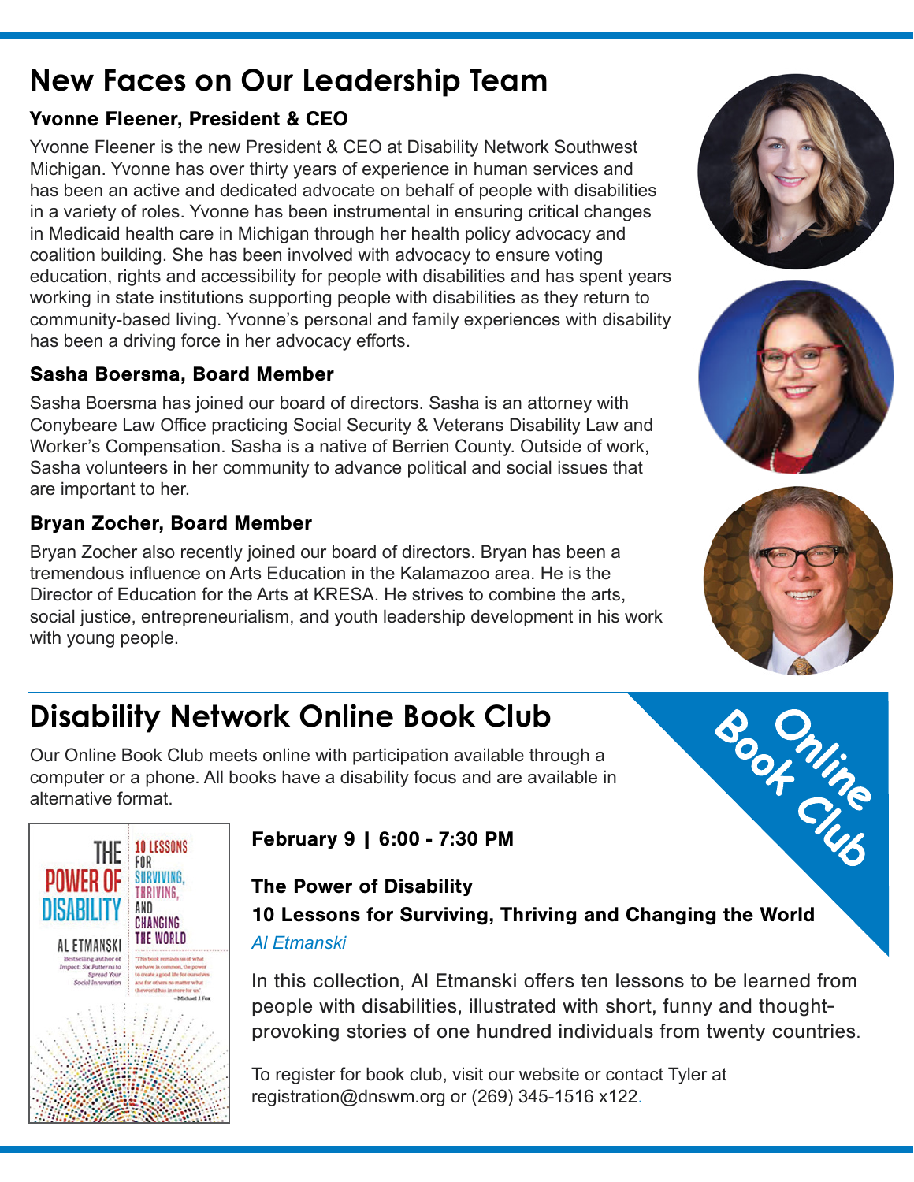# New Faces on Our Leadership Team

### Yvonne Fleener, President & CEO

Yvonne Fleener is the new President & CEO at Disability Network Southwest Michigan. Yvonne has over thirty years of experience in human services and has been an active and dedicated advocate on behalf of people with disabilities in a variety of roles. Yvonne has been instrumental in ensuring critical changes in Medicaid health care in Michigan through her health policy advocacy and coalition building. She has been involved with advocacy to ensure voting education, rights and accessibility for people with disabilities and has spent years working in state institutions supporting people with disabilities as they return to community-based living. Yvonne's personal and family experiences with disability has been a driving force in her advocacy efforts.

### Sasha Boersma, Board Member

Sasha Boersma has joined our board of directors. Sasha is an attorney with Conybeare Law Office practicing Social Security & Veterans Disability Law and Worker's Compensation. Sasha is a native of Berrien County. Outside of work, Sasha volunteers in her community to advance political and social issues that are important to her.

### Bryan Zocher, Board Member

Bryan Zocher also recently joined our board of directors. Bryan has been a tremendous influence on Arts Education in the Kalamazoo area. He is the Director of Education for the Arts at KRESA. He strives to combine the arts, social justice, entrepreneurialism, and youth leadership development in his work with young people.

# Disability Network Online Book Club

Online Book Club

Our Online Book Club meets online with participation available through a computer or a phone. All books have a disability focus and are available in alternative format.

**February 9 | 6:00 - 7:30 PM**

**The Power of Disability**
**10 Lessons for Surviving, Thriving and Changing the World**
*Al Etmanski*

In this collection, Al Etmanski offers ten lessons to be learned from people with disabilities, illustrated with short, funny and thought-provoking stories of one hundred individuals from twenty countries.

To register for book club, visit our website or contact Tyler at registration@dnswm.org or (269) 345-1516 x122.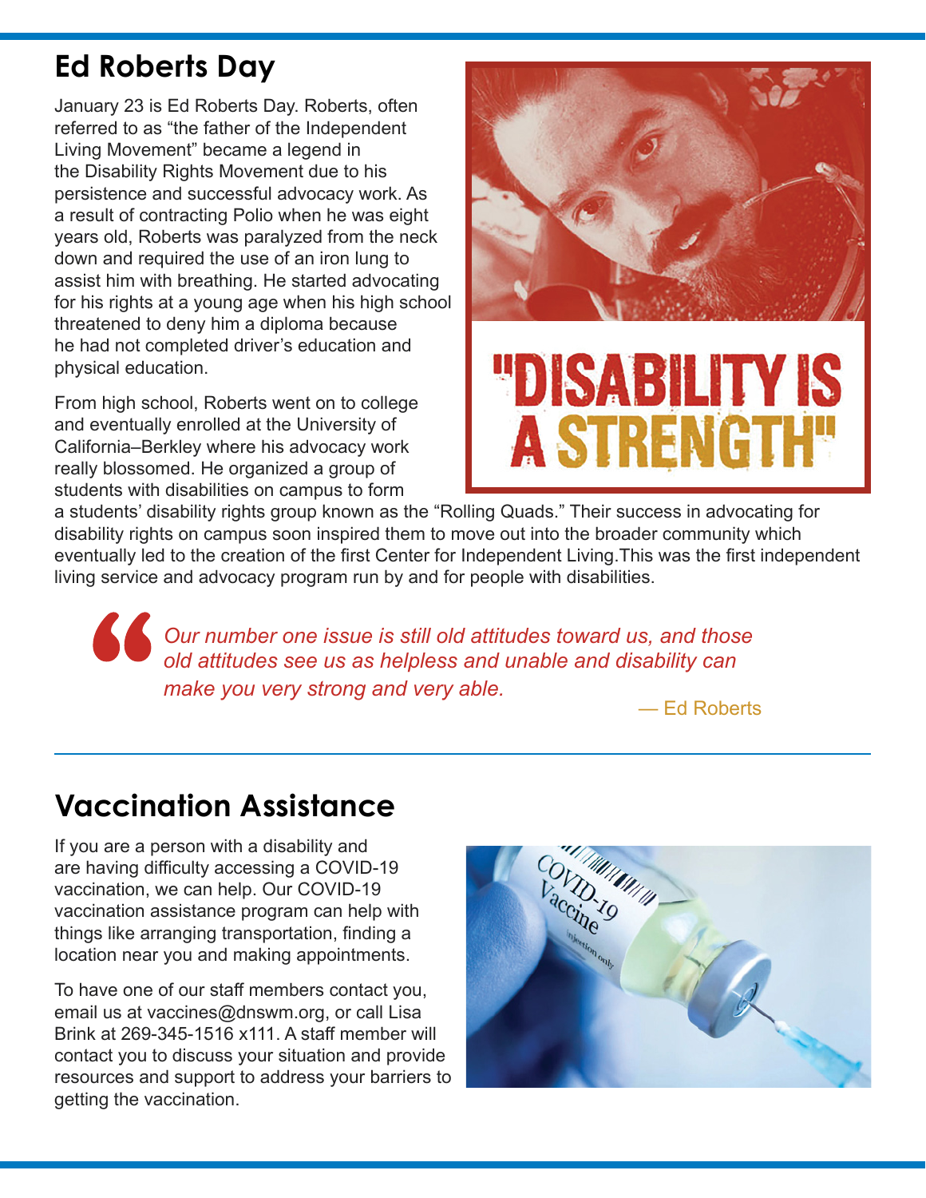## Ed Roberts Day

January 23 is Ed Roberts Day. Roberts, often referred to as "the father of the Independent Living Movement" became a legend in the Disability Rights Movement due to his persistence and successful advocacy work. As a result of contracting Polio when he was eight years old, Roberts was paralyzed from the neck down and required the use of an iron lung to assist him with breathing. He started advocating for his rights at a young age when his high school threatened to deny him a diploma because he had not completed driver's education and physical education.

From high school, Roberts went on to college and eventually enrolled at the University of California–Berkley where his advocacy work really blossomed. He organized a group of students with disabilities on campus to form a students' disability rights group known as the "Rolling Quads." Their success in advocating for disability rights on campus soon inspired them to move out into the broader community which eventually led to the creation of the first Center for Independent Living.This was the first independent living service and advocacy program run by and for people with disabilities.

"DISABILITY IS A STRENGTH"

> *Our number one issue is still old attitudes toward us, and those old attitudes see us as helpless and unable and disability can make you very strong and very able.*
>
> — Ed Roberts

## Vaccination Assistance

If you are a person with a disability and are having difficulty accessing a COVID-19 vaccination, we can help. Our COVID-19 vaccination assistance program can help with things like arranging transportation, finding a location near you and making appointments.

To have one of our staff members contact you, email us at vaccines@dnswm.org, or call Lisa Brink at 269-345-1516 x111. A staff member will contact you to discuss your situation and provide resources and support to address your barriers to getting the vaccination.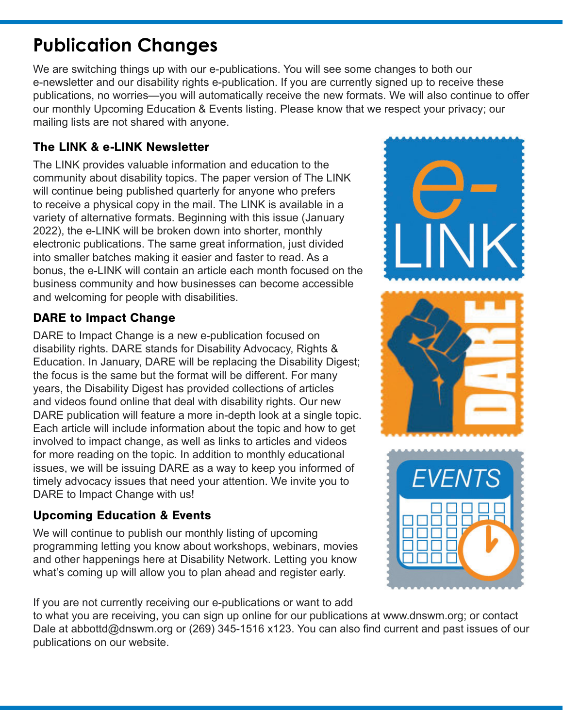# Publication Changes

We are switching things up with our e-publications. You will see some changes to both our e-newsletter and our disability rights e-publication. If you are currently signed up to receive these publications, no worries—you will automatically receive the new formats. We will also continue to offer our monthly Upcoming Education & Events listing. Please know that we respect your privacy; our mailing lists are not shared with anyone.

### The LINK & e-LINK Newsletter

The LINK provides valuable information and education to the community about disability topics. The paper version of The LINK will continue being published quarterly for anyone who prefers to receive a physical copy in the mail. The LINK is available in a variety of alternative formats. Beginning with this issue (January 2022), the e-LINK will be broken down into shorter, monthly electronic publications. The same great information, just divided into smaller batches making it easier and faster to read. As a bonus, the e-LINK will contain an article each month focused on the business community and how businesses can become accessible and welcoming for people with disabilities.

### DARE to Impact Change

DARE to Impact Change is a new e-publication focused on disability rights. DARE stands for Disability Advocacy, Rights & Education. In January, DARE will be replacing the Disability Digest; the focus is the same but the format will be different. For many years, the Disability Digest has provided collections of articles and videos found online that deal with disability rights. Our new DARE publication will feature a more in-depth look at a single topic. Each article will include information about the topic and how to get involved to impact change, as well as links to articles and videos for more reading on the topic. In addition to monthly educational issues, we will be issuing DARE as a way to keep you informed of timely advocacy issues that need your attention. We invite you to DARE to Impact Change with us!

### Upcoming Education & Events

We will continue to publish our monthly listing of upcoming programming letting you know about workshops, webinars, movies and other happenings here at Disability Network. Letting you know what's coming up will allow you to plan ahead and register early.

If you are not currently receiving our e-publications or want to add to what you are receiving, you can sign up online for our publications at www.dnswm.org; or contact Dale at abbottd@dnswm.org or (269) 345-1516 x123. You can also find current and past issues of our publications on our website.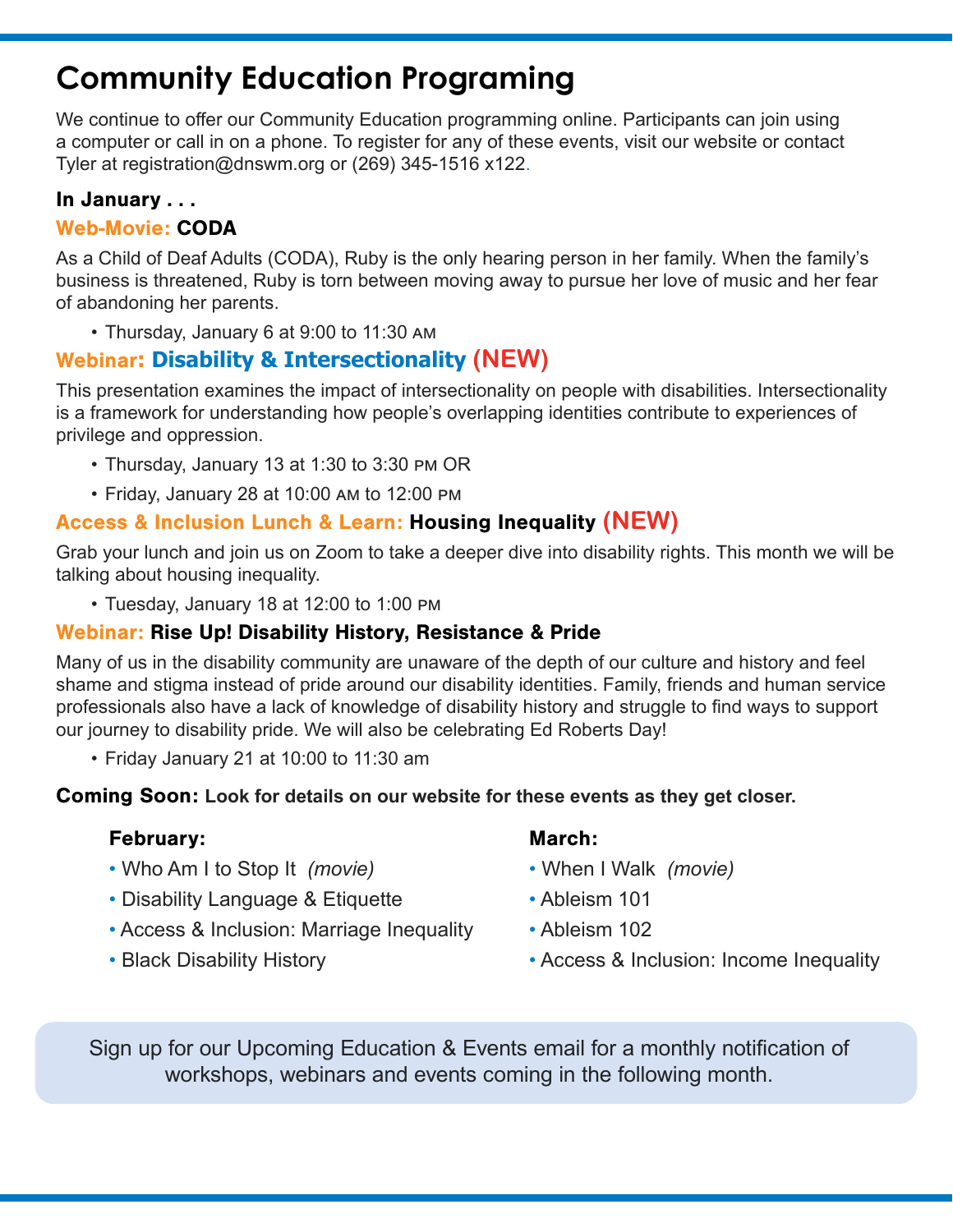# Community Education Programing

We continue to offer our Community Education programming online. Participants can join using a computer or call in on a phone. To register for any of these events, visit our website or contact Tyler at registration@dnswm.org or (269) 345-1516 x122.

**In January . . .**

### Web-Movie: CODA

As a Child of Deaf Adults (CODA), Ruby is the only hearing person in her family. When the family's business is threatened, Ruby is torn between moving away to pursue her love of music and her fear of abandoning her parents.

- Thursday, January 6 at 9:00 to 11:30 AM

### Webinar: Disability & Intersectionality (NEW)

This presentation examines the impact of intersectionality on people with disabilities. Intersectionality is a framework for understanding how people's overlapping identities contribute to experiences of privilege and oppression.

- Thursday, January 13 at 1:30 to 3:30 PM OR
- Friday, January 28 at 10:00 AM to 12:00 PM

### Access & Inclusion Lunch & Learn: Housing Inequality (NEW)

Grab your lunch and join us on Zoom to take a deeper dive into disability rights. This month we will be talking about housing inequality.

- Tuesday, January 18 at 12:00 to 1:00 PM

### Webinar: Rise Up! Disability History, Resistance & Pride

Many of us in the disability community are unaware of the depth of our culture and history and feel shame and stigma instead of pride around our disability identities. Family, friends and human service professionals also have a lack of knowledge of disability history and struggle to find ways to support our journey to disability pride. We will also be celebrating Ed Roberts Day!

- Friday January 21 at 10:00 to 11:30 am

**Coming Soon:** Look for details on our website for these events as they get closer.

**February:**

- Who Am I to Stop It *(movie)*
- Disability Language & Etiquette
- Access & Inclusion: Marriage Inequality
- Black Disability History

**March:**

- When I Walk *(movie)*
- Ableism 101
- Ableism 102
- Access & Inclusion: Income Inequality

Sign up for our Upcoming Education & Events email for a monthly notification of workshops, webinars and events coming in the following month.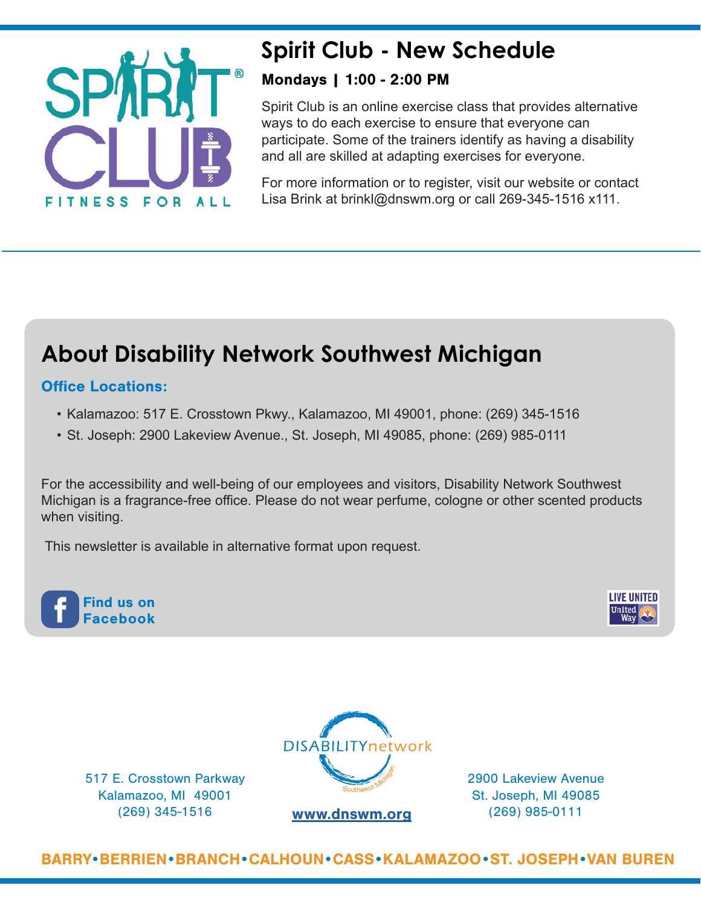## Spirit Club - New Schedule

**Mondays | 1:00 - 2:00 PM**

Spirit Club is an online exercise class that provides alternative ways to do each exercise to ensure that everyone can participate. Some of the trainers identify as having a disability and all are skilled at adapting exercises for everyone.

For more information or to register, visit our website or contact Lisa Brink at brinkl@dnswm.org or call 269-345-1516 x111.

## About Disability Network Southwest Michigan

**Office Locations:**

- Kalamazoo: 517 E. Crosstown Pkwy., Kalamazoo, MI 49001, phone: (269) 345-1516
- St. Joseph: 2900 Lakeview Avenue., St. Joseph, MI 49085, phone: (269) 985-0111

For the accessibility and well-being of our employees and visitors, Disability Network Southwest Michigan is a fragrance-free office. Please do not wear perfume, cologne or other scented products when visiting.

This newsletter is available in alternative format upon request.

Find us on Facebook

LIVE UNITED United Way

517 E. Crosstown Parkway
Kalamazoo, MI 49001
(269) 345-1516

DISABILITYnetwork Southwest Michigan

www.dnswm.org

2900 Lakeview Avenue
St. Joseph, MI 49085
(269) 985-0111

**BARRY • BERRIEN • BRANCH • CALHOUN • CASS • KALAMAZOO • ST. JOSEPH • VAN BUREN**